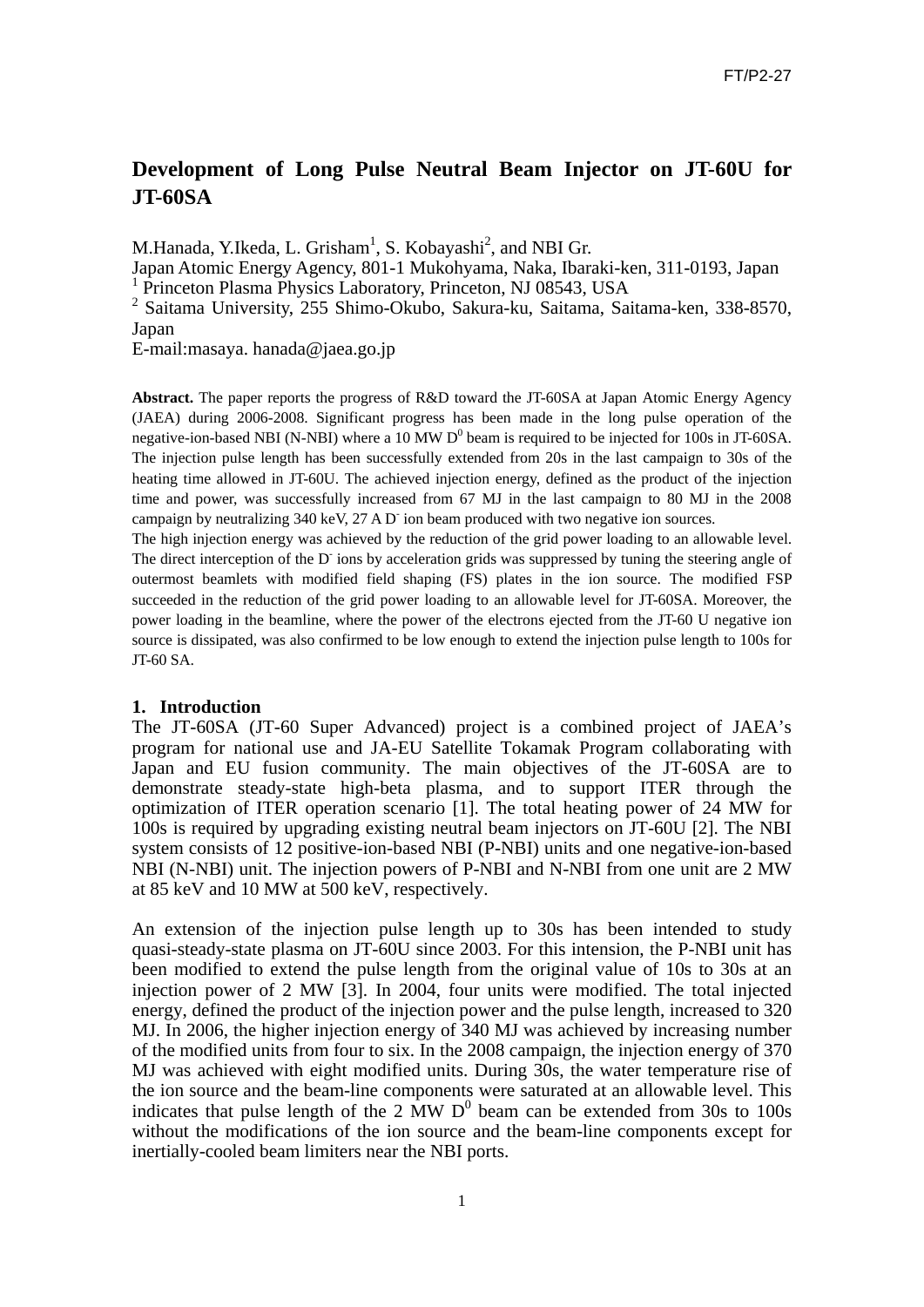# Development of Long Pulse Neutral Beam Injector on JT-60U for JT-60SA

M.Hanada, Y.Ikeda, L. Grisham[1], S. Kobayashi[2], and NBI Gr.

Japan Atomic Energy Agency, 801-1 Mukohyama, Naka, Ibaraki-ken, 311-0193, Japan

[1] Princeton Plasma Physics Laboratory, Princeton, NJ 08543, USA

[2] Saitama University, 255 Shimo-Okubo, Sakura-ku, Saitama, Saitama-ken, 338-8570, Japan

E-mail:masaya. hanada@jaea.go.jp

**Abstract.** The paper reports the progress of R&D toward the JT-60SA at Japan Atomic Energy Agency (JAEA) during 2006-2008. Significant progress has been made in the long pulse operation of the negative-ion-based NBI (N-NBI) where a 10 MW $D^0$ beam is required to be injected for 100s in JT-60SA. The injection pulse length has been successfully extended from 20s in the last campaign to 30s of the heating time allowed in JT-60U. The achieved injection energy, defined as the product of the injection time and power, was successfully increased from 67 MJ in the last campaign to 80 MJ in the 2008 campaign by neutralizing 340 keV, 27 A $D^-$ ion beam produced with two negative ion sources.

The high injection energy was achieved by the reduction of the grid power loading to an allowable level. The direct interception of the $D^-$ ions by acceleration grids was suppressed by tuning the steering angle of outermost beamlets with modified field shaping (FS) plates in the ion source. The modified FSP succeeded in the reduction of the grid power loading to an allowable level for JT-60SA. Moreover, the power loading in the beamline, where the power of the electrons ejected from the JT-60 U negative ion source is dissipated, was also confirmed to be low enough to extend the injection pulse length to 100s for JT-60 SA.

## 1. Introduction

The JT-60SA (JT-60 Super Advanced) project is a combined project of JAEA's program for national use and JA-EU Satellite Tokamak Program collaborating with Japan and EU fusion community. The main objectives of the JT-60SA are to demonstrate steady-state high-beta plasma, and to support ITER through the optimization of ITER operation scenario [1]. The total heating power of 24 MW for 100s is required by upgrading existing neutral beam injectors on JT-60U [2]. The NBI system consists of 12 positive-ion-based NBI (P-NBI) units and one negative-ion-based NBI (N-NBI) unit. The injection powers of P-NBI and N-NBI from one unit are 2 MW at 85 keV and 10 MW at 500 keV, respectively.

An extension of the injection pulse length up to 30s has been intended to study quasi-steady-state plasma on JT-60U since 2003. For this intension, the P-NBI unit has been modified to extend the pulse length from the original value of 10s to 30s at an injection power of 2 MW [3]. In 2004, four units were modified. The total injected energy, defined the product of the injection power and the pulse length, increased to 320 MJ. In 2006, the higher injection energy of 340 MJ was achieved by increasing number of the modified units from four to six. In the 2008 campaign, the injection energy of 370 MJ was achieved with eight modified units. During 30s, the water temperature rise of the ion source and the beam-line components were saturated at an allowable level. This indicates that pulse length of the 2 MW $D^0$ beam can be extended from 30s to 100s without the modifications of the ion source and the beam-line components except for inertially-cooled beam limiters near the NBI ports.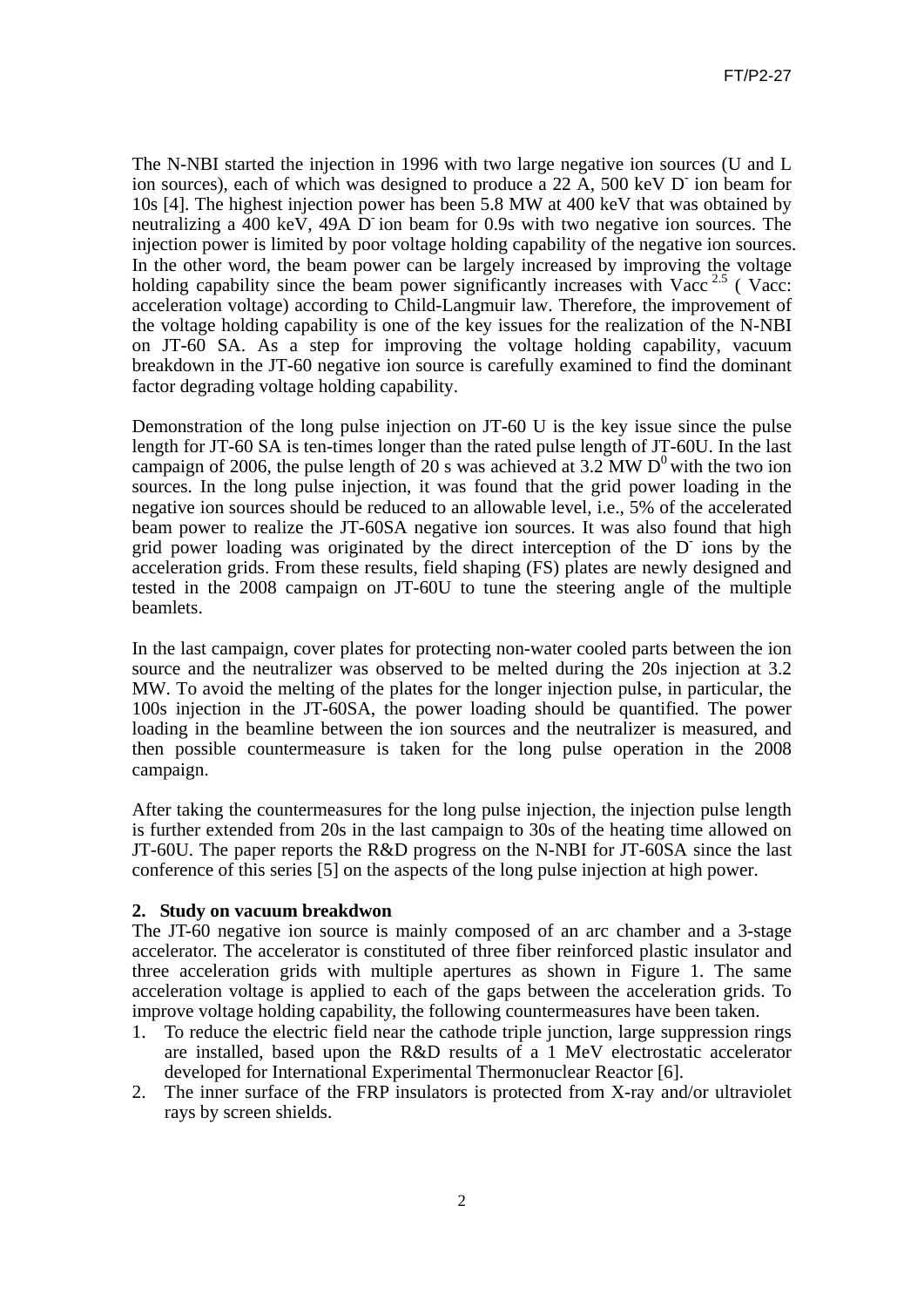The N-NBI started the injection in 1996 with two large negative ion sources (U and L ion sources), each of which was designed to produce a 22 A, 500 keV $D^-$ ion beam for 10s [4]. The highest injection power has been 5.8 MW at 400 keV that was obtained by neutralizing a 400 keV, 49A $D^-$ ion beam for 0.9s with two negative ion sources. The injection power is limited by poor voltage holding capability of the negative ion sources. In the other word, the beam power can be largely increased by improving the voltage holding capability since the beam power significantly increases with $Vacc^{2.5}$ ( Vacc: acceleration voltage) according to Child-Langmuir law. Therefore, the improvement of the voltage holding capability is one of the key issues for the realization of the N-NBI on JT-60 SA. As a step for improving the voltage holding capability, vacuum breakdown in the JT-60 negative ion source is carefully examined to find the dominant factor degrading voltage holding capability.

Demonstration of the long pulse injection on JT-60 U is the key issue since the pulse length for JT-60 SA is ten-times longer than the rated pulse length of JT-60U. In the last campaign of 2006, the pulse length of 20 s was achieved at 3.2 MW $D^0$ with the two ion sources. In the long pulse injection, it was found that the grid power loading in the negative ion sources should be reduced to an allowable level, i.e., 5% of the accelerated beam power to realize the JT-60SA negative ion sources. It was also found that high grid power loading was originated by the direct interception of the $D^-$ ions by the acceleration grids. From these results, field shaping (FS) plates are newly designed and tested in the 2008 campaign on JT-60U to tune the steering angle of the multiple beamlets.

In the last campaign, cover plates for protecting non-water cooled parts between the ion source and the neutralizer was observed to be melted during the 20s injection at 3.2 MW. To avoid the melting of the plates for the longer injection pulse, in particular, the 100s injection in the JT-60SA, the power loading should be quantified. The power loading in the beamline between the ion sources and the neutralizer is measured, and then possible countermeasure is taken for the long pulse operation in the 2008 campaign.

After taking the countermeasures for the long pulse injection, the injection pulse length is further extended from 20s in the last campaign to 30s of the heating time allowed on JT-60U. The paper reports the R&D progress on the N-NBI for JT-60SA since the last conference of this series [5] on the aspects of the long pulse injection at high power.

## 2. Study on vacuum breakdwon

The JT-60 negative ion source is mainly composed of an arc chamber and a 3-stage accelerator. The accelerator is constituted of three fiber reinforced plastic insulator and three acceleration grids with multiple apertures as shown in Figure 1. The same acceleration voltage is applied to each of the gaps between the acceleration grids. To improve voltage holding capability, the following countermeasures have been taken.

1. To reduce the electric field near the cathode triple junction, large suppression rings are installed, based upon the R&D results of a 1 MeV electrostatic accelerator developed for International Experimental Thermonuclear Reactor [6].
2. The inner surface of the FRP insulators is protected from X-ray and/or ultraviolet rays by screen shields.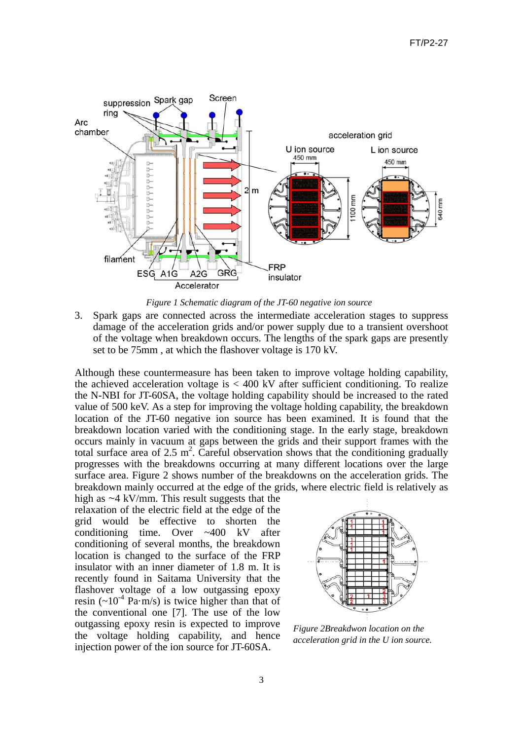*Figure 1 Schematic diagram of the JT-60 negative ion source*

3. Spark gaps are connected across the intermediate acceleration stages to suppress damage of the acceleration grids and/or power supply due to a transient overshoot of the voltage when breakdown occurs. The lengths of the spark gaps are presently set to be 75mm , at which the flashover voltage is 170 kV.

Although these countermeasure has been taken to improve voltage holding capability, the achieved acceleration voltage is < 400 kV after sufficient conditioning. To realize the N-NBI for JT-60SA, the voltage holding capability should be increased to the rated value of 500 keV. As a step for improving the voltage holding capability, the breakdown location of the JT-60 negative ion source has been examined. It is found that the breakdown location varied with the conditioning stage. In the early stage, breakdown occurs mainly in vacuum at gaps between the grids and their support frames with the total surface area of 2.5 $m^2$. Careful observation shows that the conditioning gradually progresses with the breakdowns occurring at many different locations over the large surface area. Figure 2 shows number of the breakdowns on the acceleration grids. The breakdown mainly occurred at the edge of the grids, where electric field is relatively as high as ~4 kV/mm. This result suggests that the relaxation of the electric field at the edge of the grid would be effective to shorten the conditioning time. Over ~400 kV after conditioning of several months, the breakdown location is changed to the surface of the FRP insulator with an inner diameter of 1.8 m. It is recently found in Saitama University that the flashover voltage of a low outgassing epoxy resin (~$10^{-4}$ Pa·m/s) is twice higher than that of the conventional one [7]. The use of the low outgassing epoxy resin is expected to improve the voltage holding capability, and hence injection power of the ion source for JT-60SA.

*Figure 2Breakdwon location on the acceleration grid in the U ion source.*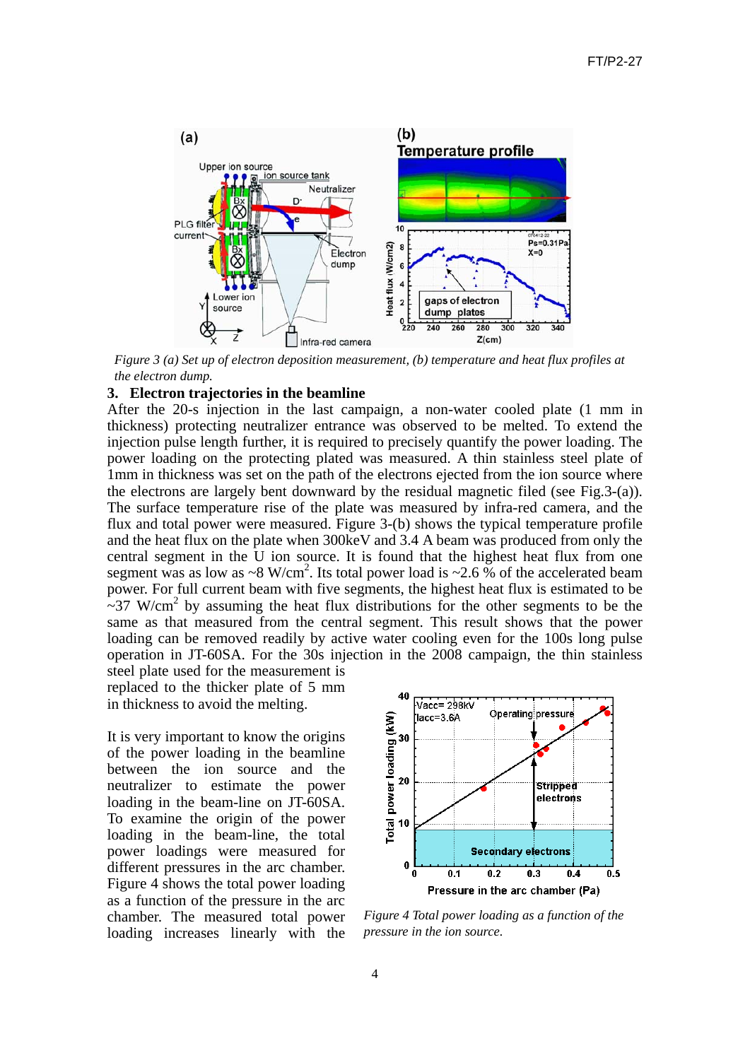*Figure 3 (a) Set up of electron deposition measurement, (b) temperature and heat flux profiles at the electron dump.*

## 3. Electron trajectories in the beamline

After the 20-s injection in the last campaign, a non-water cooled plate (1 mm in thickness) protecting neutralizer entrance was observed to be melted. To extend the injection pulse length further, it is required to precisely quantify the power loading. The power loading on the protecting plated was measured. A thin stainless steel plate of 1mm in thickness was set on the path of the electrons ejected from the ion source where the electrons are largely bent downward by the residual magnetic filed (see Fig.3-(a)). The surface temperature rise of the plate was measured by infra-red camera, and the flux and total power were measured. Figure 3-(b) shows the typical temperature profile and the heat flux on the plate when 300keV and 3.4 A beam was produced from only the central segment in the U ion source. It is found that the highest heat flux from one segment was as low as ~8 W/cm$^2$. Its total power load is ~2.6 % of the accelerated beam power. For full current beam with five segments, the highest heat flux is estimated to be ~37 W/cm$^2$ by assuming the heat flux distributions for the other segments to be the same as that measured from the central segment. This result shows that the power loading can be removed readily by active water cooling even for the 100s long pulse operation in JT-60SA. For the 30s injection in the 2008 campaign, the thin stainless steel plate used for the measurement is replaced to the thicker plate of 5 mm in thickness to avoid the melting.

It is very important to know the origins of the power loading in the beamline between the ion source and the neutralizer to estimate the power loading in the beam-line on JT-60SA. To examine the origin of the power loading in the beam-line, the total power loadings were measured for different pressures in the arc chamber. Figure 4 shows the total power loading as a function of the pressure in the arc chamber. The measured total power loading increases linearly with the

*Figure 4 Total power loading as a function of the pressure in the ion source.*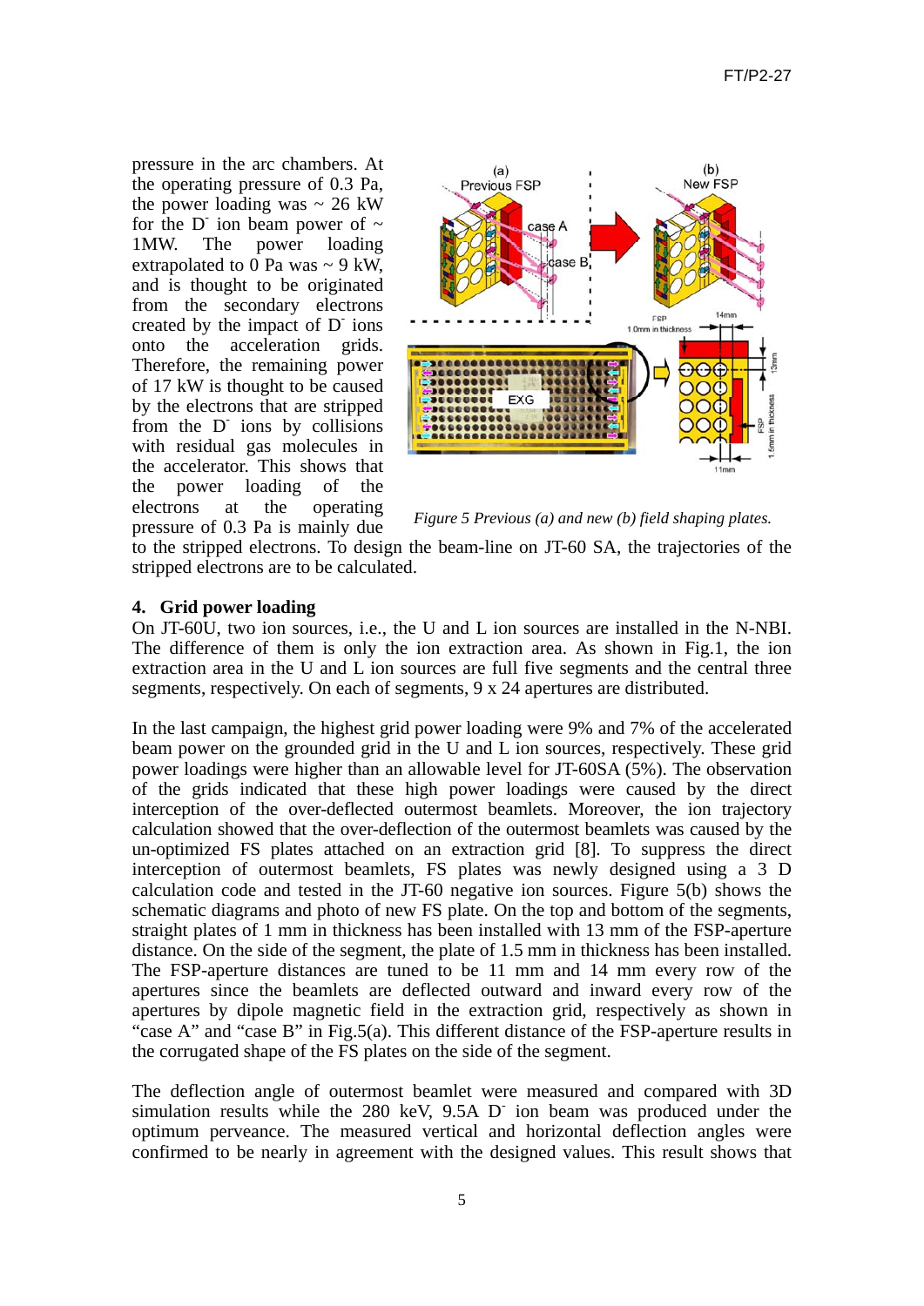pressure in the arc chambers. At the operating pressure of 0.3 Pa, the power loading was ~ 26 kW for the $D^-$ ion beam power of ~ 1MW. The power loading extrapolated to 0 Pa was ~ 9 kW, and is thought to be originated from the secondary electrons created by the impact of $D^-$ ions onto the acceleration grids. Therefore, the remaining power of 17 kW is thought to be caused by the electrons that are stripped from the $D^-$ ions by collisions with residual gas molecules in the accelerator. This shows that the power loading of the electrons at the operating pressure of 0.3 Pa is mainly due to the stripped electrons. To design the beam-line on JT-60 SA, the trajectories of the stripped electrons are to be calculated.

*Figure 5 Previous (a) and new (b) field shaping plates.*

## 4. Grid power loading

On JT-60U, two ion sources, i.e., the U and L ion sources are installed in the N-NBI. The difference of them is only the ion extraction area. As shown in Fig.1, the ion extraction area in the U and L ion sources are full five segments and the central three segments, respectively. On each of segments, 9 x 24 apertures are distributed.

In the last campaign, the highest grid power loading were 9% and 7% of the accelerated beam power on the grounded grid in the U and L ion sources, respectively. These grid power loadings were higher than an allowable level for JT-60SA (5%). The observation of the grids indicated that these high power loadings were caused by the direct interception of the over-deflected outermost beamlets. Moreover, the ion trajectory calculation showed that the over-deflection of the outermost beamlets was caused by the un-optimized FS plates attached on an extraction grid [8]. To suppress the direct interception of outermost beamlets, FS plates was newly designed using a 3 D calculation code and tested in the JT-60 negative ion sources. Figure 5(b) shows the schematic diagrams and photo of new FS plate. On the top and bottom of the segments, straight plates of 1 mm in thickness has been installed with 13 mm of the FSP-aperture distance. On the side of the segment, the plate of 1.5 mm in thickness has been installed. The FSP-aperture distances are tuned to be 11 mm and 14 mm every row of the apertures since the beamlets are deflected outward and inward every row of the apertures by dipole magnetic field in the extraction grid, respectively as shown in "case A" and "case B" in Fig.5(a). This different distance of the FSP-aperture results in the corrugated shape of the FS plates on the side of the segment.

The deflection angle of outermost beamlet were measured and compared with 3D simulation results while the 280 keV, 9.5A $D^-$ ion beam was produced under the optimum perveance. The measured vertical and horizontal deflection angles were confirmed to be nearly in agreement with the designed values. This result shows that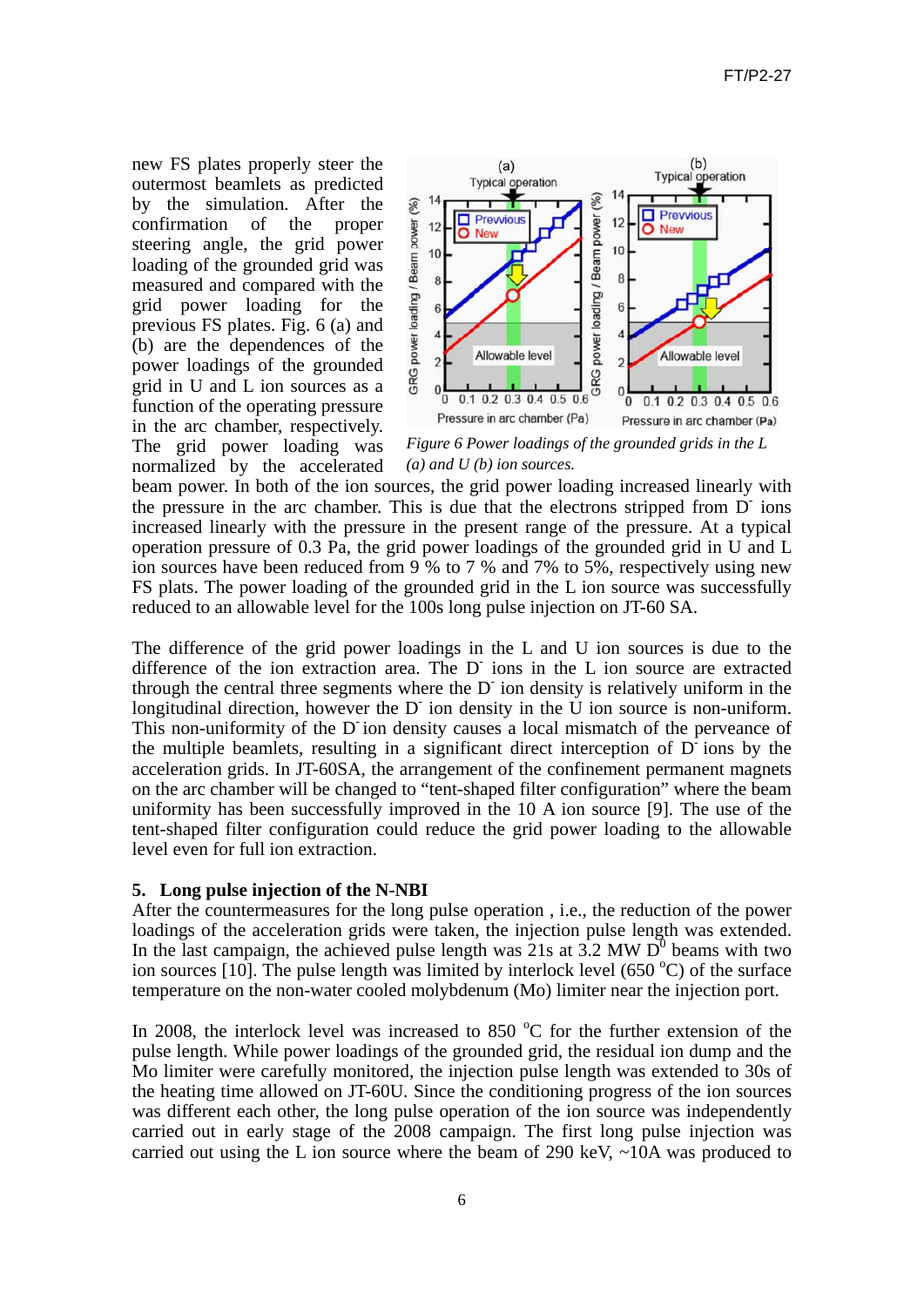new FS plates properly steer the outermost beamlets as predicted by the simulation. After the confirmation of the proper steering angle, the grid power loading of the grounded grid was measured and compared with the grid power loading for the previous FS plates. Fig. 6 (a) and (b) are the dependences of the power loadings of the grounded grid in U and L ion sources as a function of the operating pressure in the arc chamber, respectively. The grid power loading was normalized by the accelerated beam power. In both of the ion sources, the grid power loading increased linearly with the pressure in the arc chamber. This is due that the electrons stripped from $D^-$ ions increased linearly with the pressure in the present range of the pressure. At a typical operation pressure of 0.3 Pa, the grid power loadings of the grounded grid in U and L ion sources have been reduced from 9 % to 7 % and 7% to 5%, respectively using new FS plats. The power loading of the grounded grid in the L ion source was successfully reduced to an allowable level for the 100s long pulse injection on JT-60 SA.

*Figure 6 Power loadings of the grounded grids in the L (a) and U (b) ion sources.*

The difference of the grid power loadings in the L and U ion sources is due to the difference of the ion extraction area. The $D^-$ ions in the L ion source are extracted through the central three segments where the $D^-$ ion density is relatively uniform in the longitudinal direction, however the $D^-$ ion density in the U ion source is non-uniform. This non-uniformity of the $D^-$ ion density causes a local mismatch of the perveance of the multiple beamlets, resulting in a significant direct interception of $D^-$ ions by the acceleration grids. In JT-60SA, the arrangement of the confinement permanent magnets on the arc chamber will be changed to "tent-shaped filter configuration" where the beam uniformity has been successfully improved in the 10 A ion source [9]. The use of the tent-shaped filter configuration could reduce the grid power loading to the allowable level even for full ion extraction.

## 5. Long pulse injection of the N-NBI

After the countermeasures for the long pulse operation , i.e., the reduction of the power loadings of the acceleration grids were taken, the injection pulse length was extended. In the last campaign, the achieved pulse length was 21s at 3.2 MW $D^0$ beams with two ion sources [10]. The pulse length was limited by interlock level (650 $^oC$) of the surface temperature on the non-water cooled molybdenum (Mo) limiter near the injection port.

In 2008, the interlock level was increased to 850 $^oC$ for the further extension of the pulse length. While power loadings of the grounded grid, the residual ion dump and the Mo limiter were carefully monitored, the injection pulse length was extended to 30s of the heating time allowed on JT-60U. Since the conditioning progress of the ion sources was different each other, the long pulse operation of the ion source was independently carried out in early stage of the 2008 campaign. The first long pulse injection was carried out using the L ion source where the beam of 290 keV, ~10A was produced to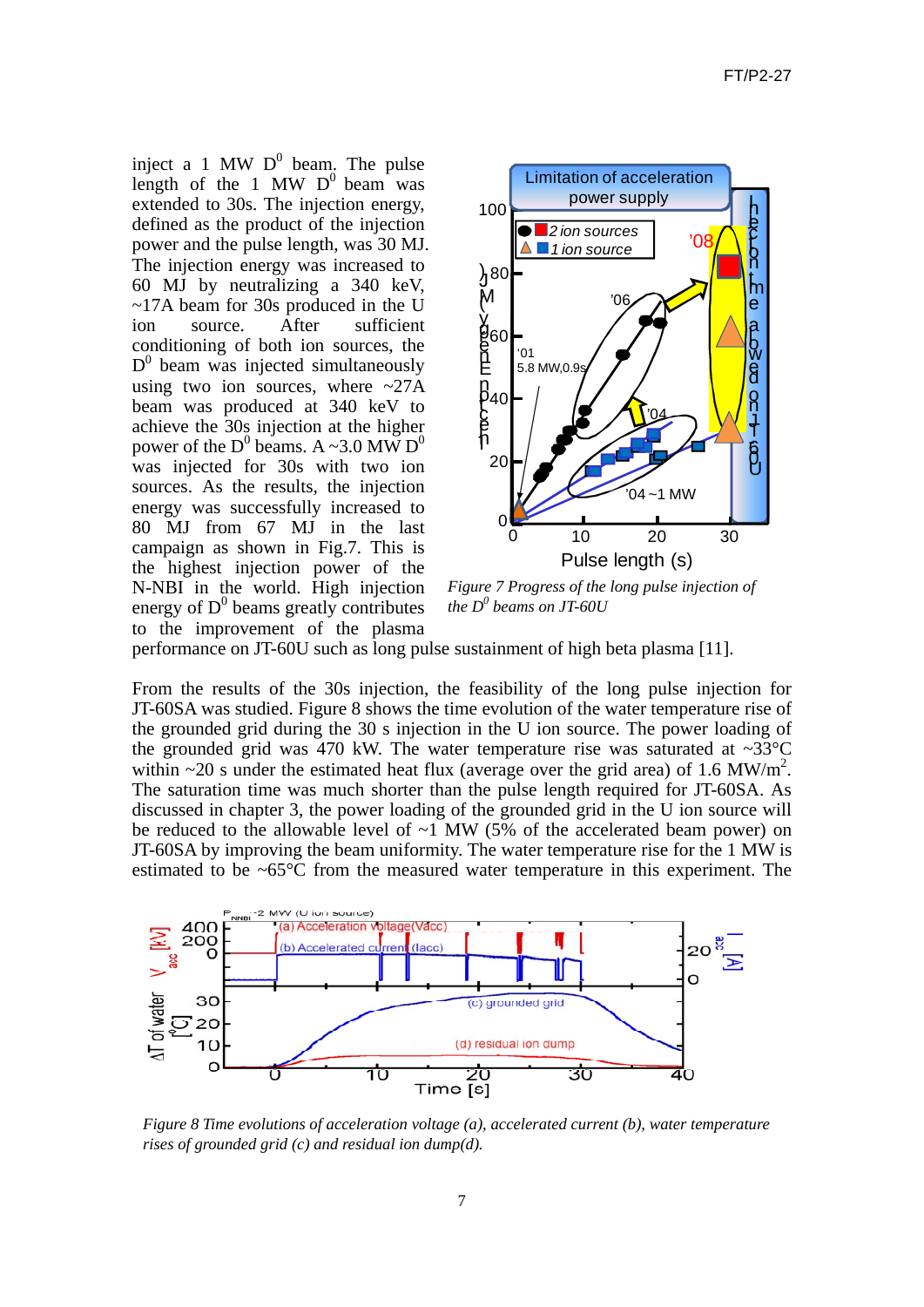inject a 1 MW $D^0$ beam. The pulse length of the 1 MW $D^0$ beam was extended to 30s. The injection energy, defined as the product of the injection power and the pulse length, was 30 MJ. The injection energy was increased to 60 MJ by neutralizing a 340 keV, ~17A beam for 30s produced in the U ion source. After sufficient conditioning of both ion sources, the $D^0$ beam was injected simultaneously using two ion sources, where ~27A beam was produced at 340 keV to achieve the 30s injection at the higher power of the $D^0$ beams. A ~3.0 MW $D^0$ was injected for 30s with two ion sources. As the results, the injection energy was successfully increased to 80 MJ from 67 MJ in the last campaign as shown in Fig.7. This is the highest injection power of the N-NBI in the world. High injection energy of $D^0$ beams greatly contributes to the improvement of the plasma performance on JT-60U such as long pulse sustainment of high beta plasma [11].

*Figure 7 Progress of the long pulse injection of the $D^0$ beams on JT-60U*

From the results of the 30s injection, the feasibility of the long pulse injection for JT-60SA was studied. Figure 8 shows the time evolution of the water temperature rise of the grounded grid during the 30 s injection in the U ion source. The power loading of the grounded grid was 470 kW. The water temperature rise was saturated at ~33°C within ~20 s under the estimated heat flux (average over the grid area) of 1.6 MW/m$^2$. The saturation time was much shorter than the pulse length required for JT-60SA. As discussed in chapter 3, the power loading of the grounded grid in the U ion source will be reduced to the allowable level of ~1 MW (5% of the accelerated beam power) on JT-60SA by improving the beam uniformity. The water temperature rise for the 1 MW is estimated to be ~65°C from the measured water temperature in this experiment. The

*Figure 8 Time evolutions of acceleration voltage (a), accelerated current (b), water temperature rises of grounded grid (c) and residual ion dump(d).*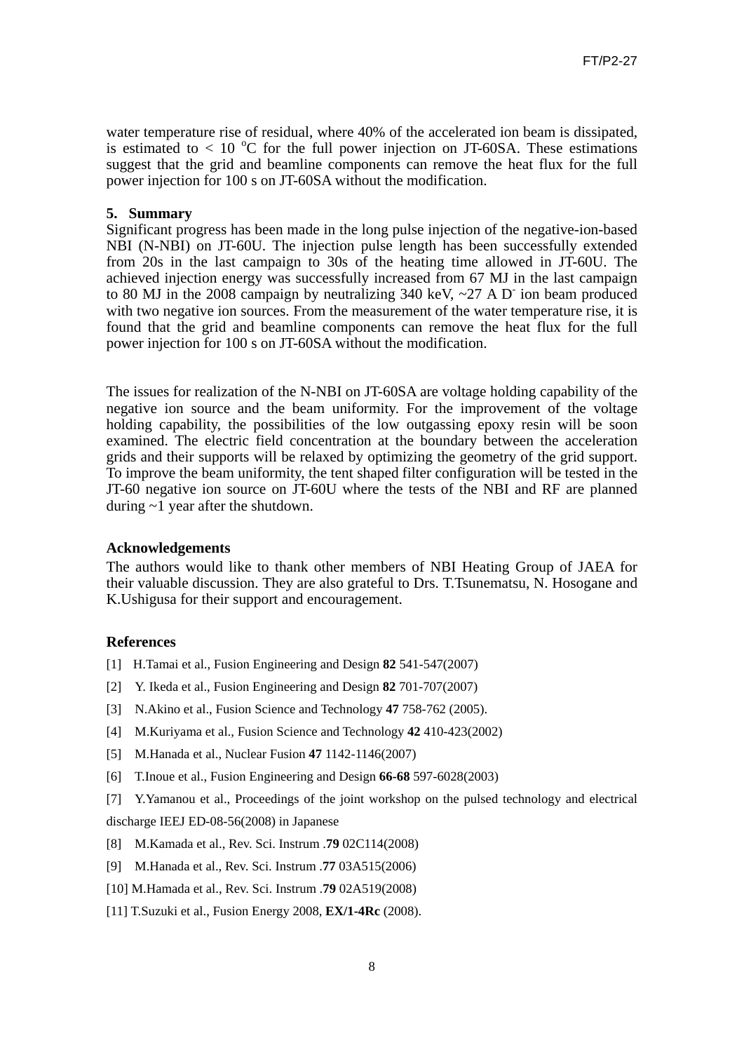water temperature rise of residual, where 40% of the accelerated ion beam is dissipated, is estimated to < 10 $^{o}$C for the full power injection on JT-60SA. These estimations suggest that the grid and beamline components can remove the heat flux for the full power injection for 100 s on JT-60SA without the modification.

## 5. Summary

Significant progress has been made in the long pulse injection of the negative-ion-based NBI (N-NBI) on JT-60U. The injection pulse length has been successfully extended from 20s in the last campaign to 30s of the heating time allowed in JT-60U. The achieved injection energy was successfully increased from 67 MJ in the last campaign to 80 MJ in the 2008 campaign by neutralizing 340 keV, ~27 A $D^-$ ion beam produced with two negative ion sources. From the measurement of the water temperature rise, it is found that the grid and beamline components can remove the heat flux for the full power injection for 100 s on JT-60SA without the modification.

The issues for realization of the N-NBI on JT-60SA are voltage holding capability of the negative ion source and the beam uniformity. For the improvement of the voltage holding capability, the possibilities of the low outgassing epoxy resin will be soon examined. The electric field concentration at the boundary between the acceleration grids and their supports will be relaxed by optimizing the geometry of the grid support. To improve the beam uniformity, the tent shaped filter configuration will be tested in the JT-60 negative ion source on JT-60U where the tests of the NBI and RF are planned during ~1 year after the shutdown.

## Acknowledgements

The authors would like to thank other members of NBI Heating Group of JAEA for their valuable discussion. They are also grateful to Drs. T.Tsunematsu, N. Hosogane and K.Ushigusa for their support and encouragement.

## References

[1] H.Tamai et al., Fusion Engineering and Design **82** 541-547(2007)

[2] Y. Ikeda et al., Fusion Engineering and Design **82** 701-707(2007)

[3] N.Akino et al., Fusion Science and Technology **47** 758-762 (2005).

[4] M.Kuriyama et al., Fusion Science and Technology **42** 410-423(2002)

[5] M.Hanada et al., Nuclear Fusion **47** 1142-1146(2007)

[6] T.Inoue et al., Fusion Engineering and Design **66-68** 597-6028(2003)

[7] Y.Yamanou et al., Proceedings of the joint workshop on the pulsed technology and electrical discharge IEEJ ED-08-56(2008) in Japanese

[8] M.Kamada et al., Rev. Sci. Instrum .**79** 02C114(2008)

[9] M.Hanada et al., Rev. Sci. Instrum .**77** 03A515(2006)

[10] M.Hamada et al., Rev. Sci. Instrum .**79** 02A519(2008)

[11] T.Suzuki et al., Fusion Energy 2008, **EX/1-4Rc** (2008).